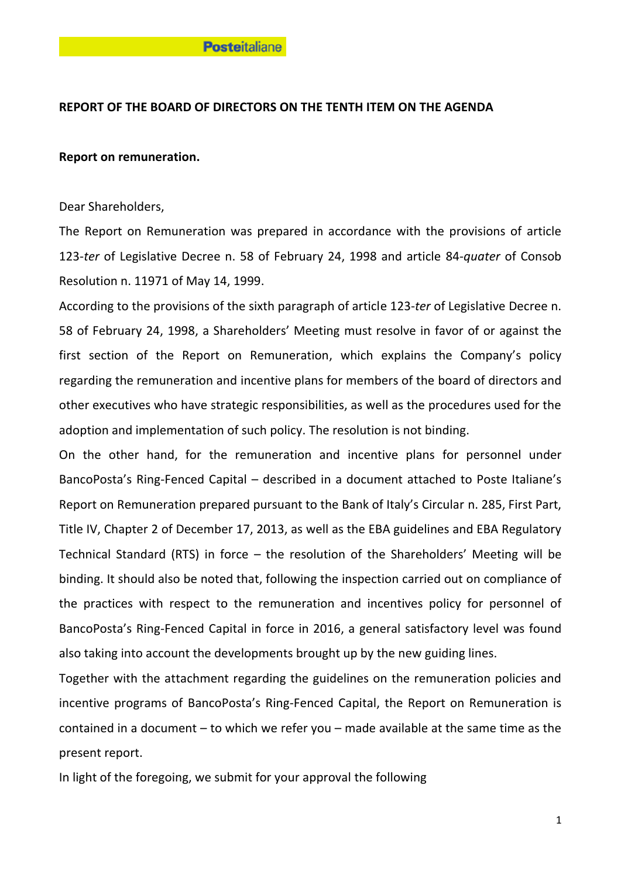**REPORT OF THE BOARD OF DIRECTORS ON THE TENTH ITEM ON THE AGENDA**

**Report on remuneration.**

Dear Shareholders,

The Report on Remuneration was prepared in accordance with the provisions of article 123-*ter* of Legislative Decree n. 58 of February 24, 1998 and article 84-*quater* of Consob Resolution n. 11971 of May 14, 1999.

According to the provisions of the sixth paragraph of article 123-*ter* of Legislative Decree n. 58 of February 24, 1998, a Shareholders' Meeting must resolve in favor of or against the first section of the Report on Remuneration, which explains the Company's policy regarding the remuneration and incentive plans for members of the board of directors and other executives who have strategic responsibilities, as well as the procedures used for the adoption and implementation of such policy. The resolution is not binding.

On the other hand, for the remuneration and incentive plans for personnel under BancoPosta's Ring-Fenced Capital – described in a document attached to Poste Italiane's Report on Remuneration prepared pursuant to the Bank of Italy's Circular n. 285, First Part, Title IV, Chapter 2 of December 17, 2013, as well as the EBA guidelines and EBA Regulatory Technical Standard (RTS) in force – the resolution of the Shareholders' Meeting will be binding. It should also be noted that, following the inspection carried out on compliance of the practices with respect to the remuneration and incentives policy for personnel of BancoPosta's Ring-Fenced Capital in force in 2016, a general satisfactory level was found also taking into account the developments brought up by the new guiding lines.

Together with the attachment regarding the guidelines on the remuneration policies and incentive programs of BancoPosta's Ring-Fenced Capital, the Report on Remuneration is contained in a document – to which we refer you – made available at the same time as the present report.

In light of the foregoing, we submit for your approval the following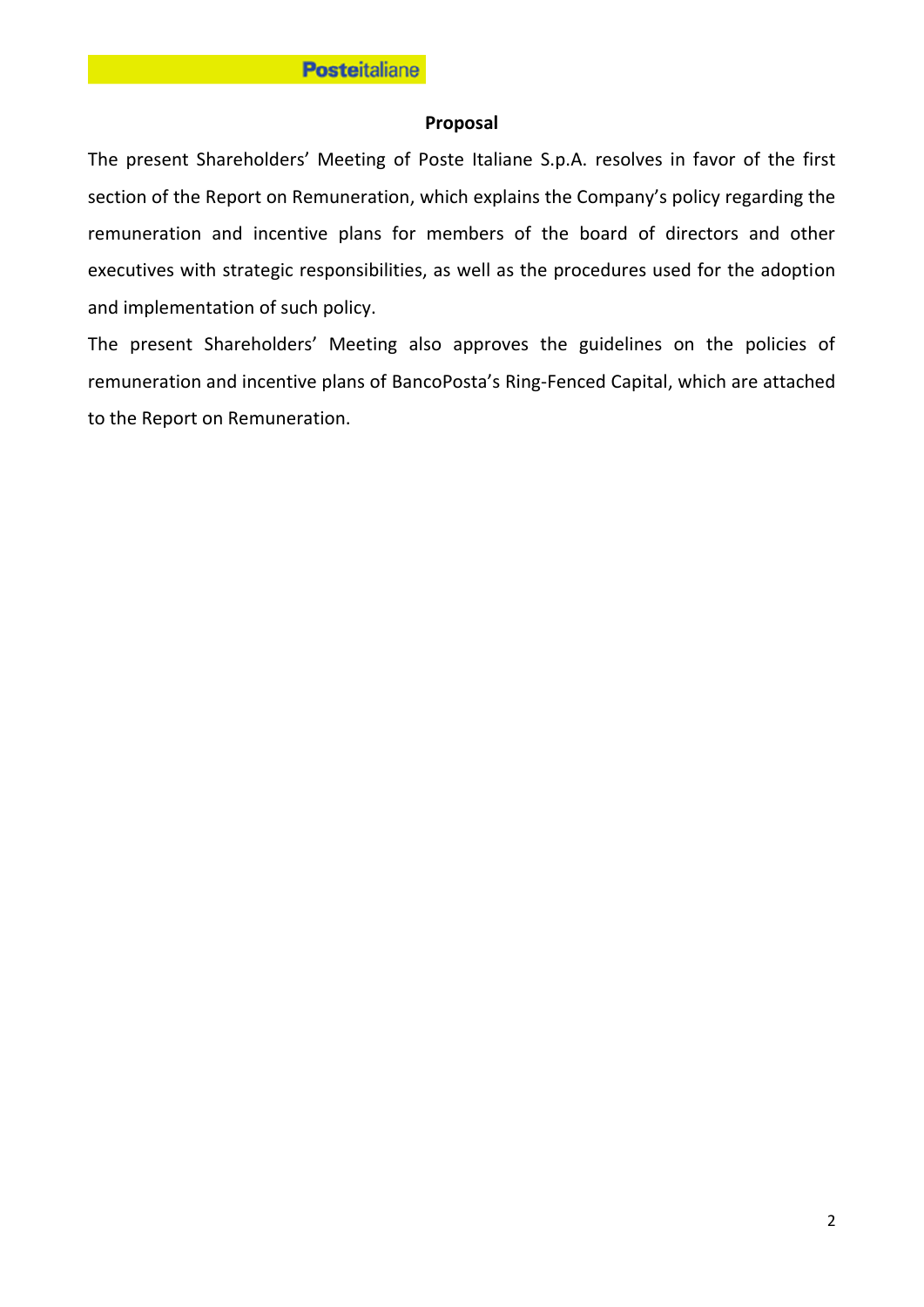**Proposal**

The present Shareholders' Meeting of Poste Italiane S.p.A. resolves in favor of the first section of the Report on Remuneration, which explains the Company's policy regarding the remuneration and incentive plans for members of the board of directors and other executives with strategic responsibilities, as well as the procedures used for the adoption and implementation of such policy.

The present Shareholders' Meeting also approves the guidelines on the policies of remuneration and incentive plans of BancoPosta's Ring-Fenced Capital, which are attached to the Report on Remuneration.